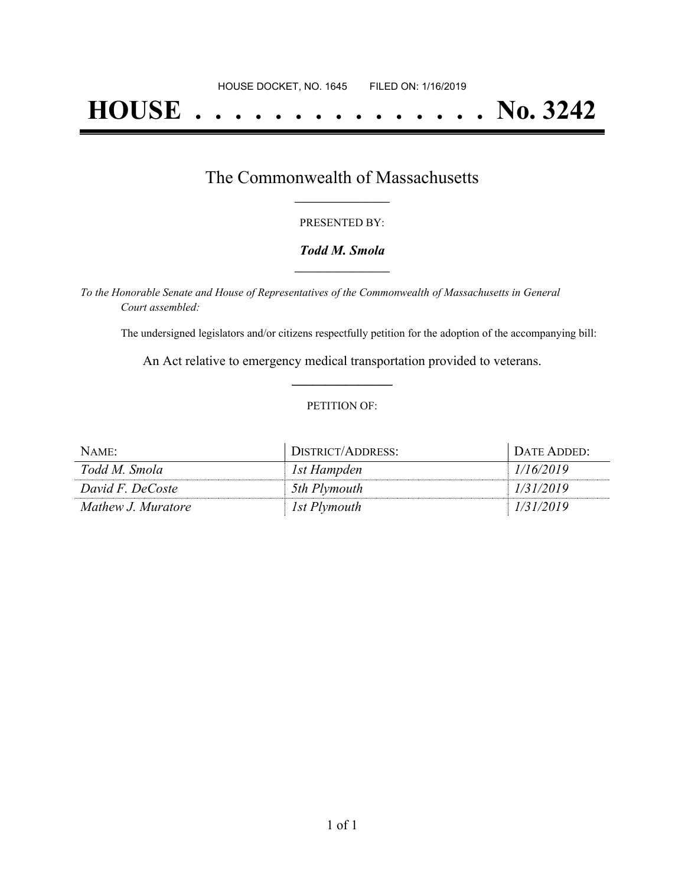HOUSE DOCKET, NO. 1645 FILED ON: 1/16/2019

# HOUSE . . . . . . . . . . . . . . . No. 3242

## The Commonwealth of Massachusetts

PRESENTED BY:

***Todd M. Smola***

*To the Honorable Senate and House of Representatives of the Commonwealth of Massachusetts in General Court assembled:*

The undersigned legislators and/or citizens respectfully petition for the adoption of the accompanying bill:

An Act relative to emergency medical transportation provided to veterans.

PETITION OF:

| NAME: | DISTRICT/ADDRESS: | DATE ADDED: |
|---|---|---|
| *Todd M. Smola* | *1st Hampden* | *1/16/2019* |
| *David F. DeCoste* | *5th Plymouth* | *1/31/2019* |
| *Mathew J. Muratore* | *1st Plymouth* | *1/31/2019* |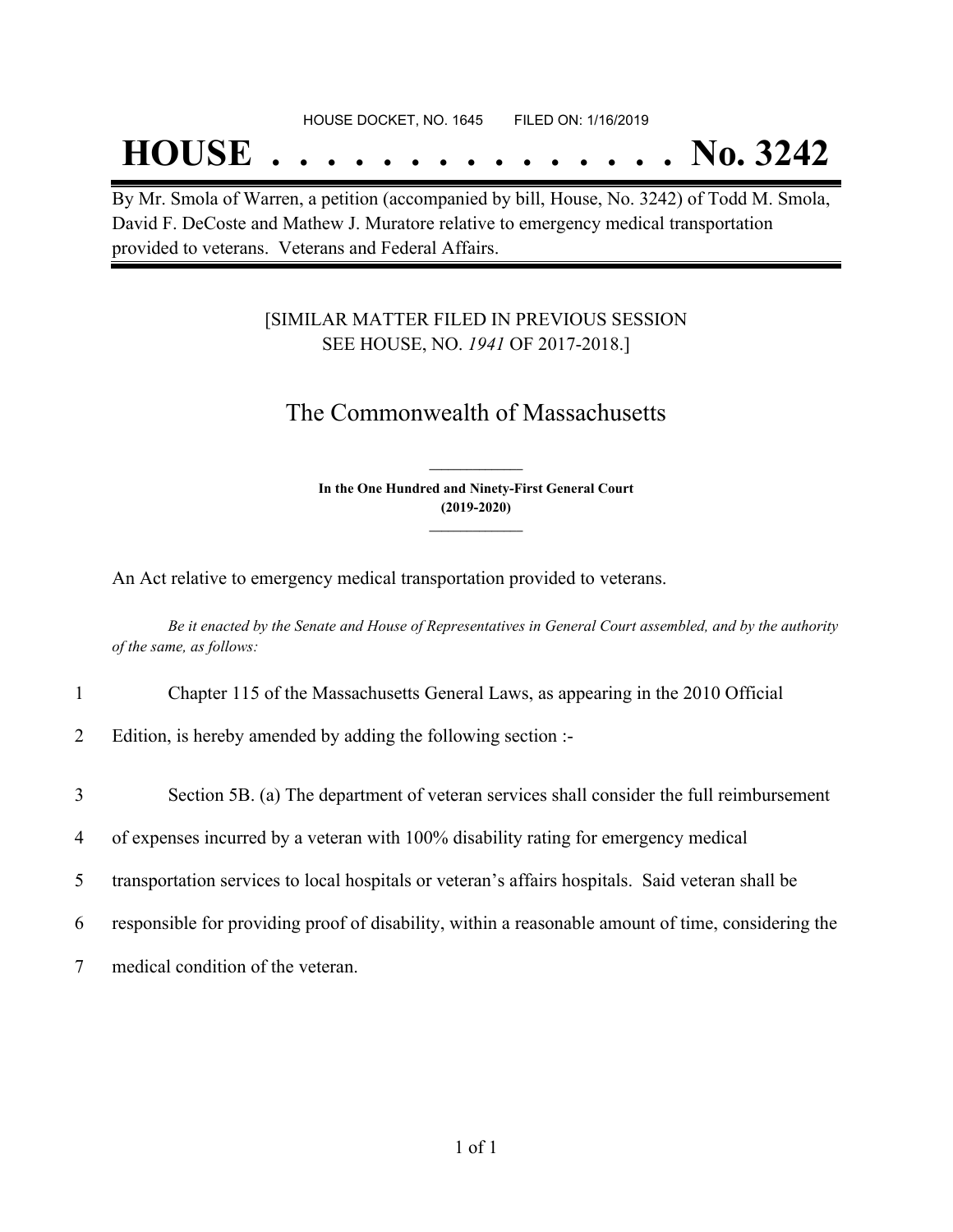HOUSE DOCKET, NO. 1645 FILED ON: 1/16/2019

# HOUSE . . . . . . . . . . . . . . . No. 3242

By Mr. Smola of Warren, a petition (accompanied by bill, House, No. 3242) of Todd M. Smola, David F. DeCoste and Mathew J. Muratore relative to emergency medical transportation provided to veterans. Veterans and Federal Affairs.

[SIMILAR MATTER FILED IN PREVIOUS SESSION SEE HOUSE, NO. *1941* OF 2017-2018.]

## The Commonwealth of Massachusetts

**In the One Hundred and Ninety-First General Court (2019-2020)**

An Act relative to emergency medical transportation provided to veterans.

*Be it enacted by the Senate and House of Representatives in General Court assembled, and by the authority of the same, as follows:*

1 Chapter 115 of the Massachusetts General Laws, as appearing in the 2010 Official
2 Edition, is hereby amended by adding the following section :-

3 Section 5B. (a) The department of veteran services shall consider the full reimbursement
4 of expenses incurred by a veteran with 100% disability rating for emergency medical
5 transportation services to local hospitals or veteran's affairs hospitals. Said veteran shall be
6 responsible for providing proof of disability, within a reasonable amount of time, considering the
7 medical condition of the veteran.